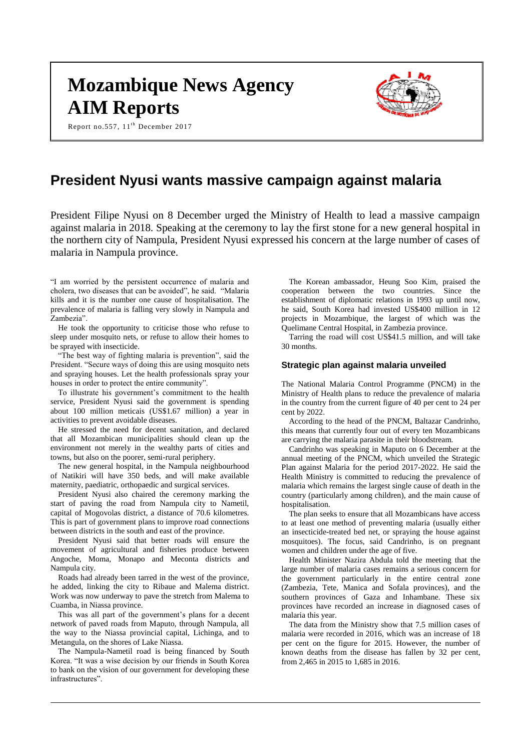# Mozambique News Agency AIM Reports

Report no.557, 11th December 2017

## President Nyusi wants massive campaign against malaria

President Filipe Nyusi on 8 December urged the Ministry of Health to lead a massive campaign against malaria in 2018. Speaking at the ceremony to lay the first stone for a new general hospital in the northern city of Nampula, President Nyusi expressed his concern at the large number of cases of malaria in Nampula province.

"I am worried by the persistent occurrence of malaria and cholera, two diseases that can be avoided", he said. "Malaria kills and it is the number one cause of hospitalisation. The prevalence of malaria is falling very slowly in Nampula and Zambezia".

He took the opportunity to criticise those who refuse to sleep under mosquito nets, or refuse to allow their homes to be sprayed with insecticide.

"The best way of fighting malaria is prevention", said the President. "Secure ways of doing this are using mosquito nets and spraying houses. Let the health professionals spray your houses in order to protect the entire community".

To illustrate his government's commitment to the health service, President Nyusi said the government is spending about 100 million meticais (US$1.67 million) a year in activities to prevent avoidable diseases.

He stressed the need for decent sanitation, and declared that all Mozambican municipalities should clean up the environment not merely in the wealthy parts of cities and towns, but also on the poorer, semi-rural periphery.

The new general hospital, in the Nampula neighbourhood of Natikiri will have 350 beds, and will make available maternity, paediatric, orthopaedic and surgical services.

President Nyusi also chaired the ceremony marking the start of paving the road from Nampula city to Nametil, capital of Mogovolas district, a distance of 70.6 kilometres. This is part of government plans to improve road connections between districts in the south and east of the province.

President Nyusi said that better roads will ensure the movement of agricultural and fisheries produce between Angoche, Moma, Monapo and Meconta districts and Nampula city.

Roads had already been tarred in the west of the province, he added, linking the city to Ribaue and Malema district. Work was now underway to pave the stretch from Malema to Cuamba, in Niassa province.

This was all part of the government's plans for a decent network of paved roads from Maputo, through Nampula, all the way to the Niassa provincial capital, Lichinga, and to Metangula, on the shores of Lake Niassa.

The Nampula-Nametil road is being financed by South Korea. "It was a wise decision by our friends in South Korea to bank on the vision of our government for developing these infrastructures".

The Korean ambassador, Heung Soo Kim, praised the cooperation between the two countries. Since the establishment of diplomatic relations in 1993 up until now, he said, South Korea had invested US$400 million in 12 projects in Mozambique, the largest of which was the Quelimane Central Hospital, in Zambezia province.

Tarring the road will cost US$41.5 million, and will take 30 months.

### Strategic plan against malaria unveiled

The National Malaria Control Programme (PNCM) in the Ministry of Health plans to reduce the prevalence of malaria in the country from the current figure of 40 per cent to 24 per cent by 2022.

According to the head of the PNCM, Baltazar Candrinho, this means that currently four out of every ten Mozambicans are carrying the malaria parasite in their bloodstream.

Candrinho was speaking in Maputo on 6 December at the annual meeting of the PNCM, which unveiled the Strategic Plan against Malaria for the period 2017-2022. He said the Health Ministry is committed to reducing the prevalence of malaria which remains the largest single cause of death in the country (particularly among children), and the main cause of hospitalisation.

The plan seeks to ensure that all Mozambicans have access to at least one method of preventing malaria (usually either an insecticide-treated bed net, or spraying the house against mosquitoes). The focus, said Candrinho, is on pregnant women and children under the age of five.

Health Minister Nazira Abdula told the meeting that the large number of malaria cases remains a serious concern for the government particularly in the entire central zone (Zambezia, Tete, Manica and Sofala provinces), and the southern provinces of Gaza and Inhambane. These six provinces have recorded an increase in diagnosed cases of malaria this year.

The data from the Ministry show that 7.5 million cases of malaria were recorded in 2016, which was an increase of 18 per cent on the figure for 2015. However, the number of known deaths from the disease has fallen by 32 per cent, from 2,465 in 2015 to 1,685 in 2016.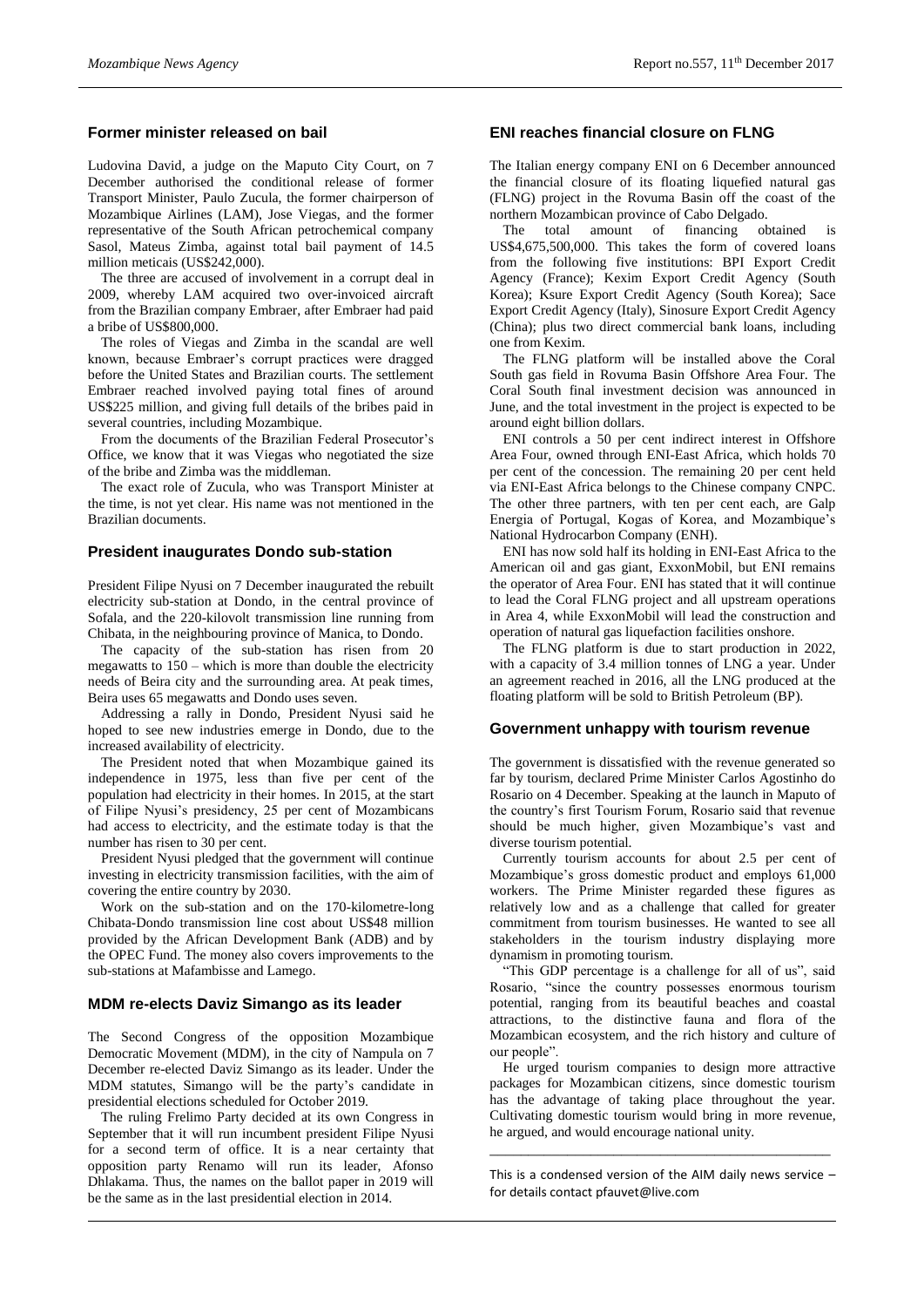## Former minister released on bail

Ludovina David, a judge on the Maputo City Court, on 7 December authorised the conditional release of former Transport Minister, Paulo Zucula, the former chairperson of Mozambique Airlines (LAM), Jose Viegas, and the former representative of the South African petrochemical company Sasol, Mateus Zimba, against total bail payment of 14.5 million meticais (US$242,000).

The three are accused of involvement in a corrupt deal in 2009, whereby LAM acquired two over-invoiced aircraft from the Brazilian company Embraer, after Embraer had paid a bribe of US$800,000.

The roles of Viegas and Zimba in the scandal are well known, because Embraer's corrupt practices were dragged before the United States and Brazilian courts. The settlement Embraer reached involved paying total fines of around US$225 million, and giving full details of the bribes paid in several countries, including Mozambique.

From the documents of the Brazilian Federal Prosecutor's Office, we know that it was Viegas who negotiated the size of the bribe and Zimba was the middleman.

The exact role of Zucula, who was Transport Minister at the time, is not yet clear. His name was not mentioned in the Brazilian documents.

## President inaugurates Dondo sub-station

President Filipe Nyusi on 7 December inaugurated the rebuilt electricity sub-station at Dondo, in the central province of Sofala, and the 220-kilovolt transmission line running from Chibata, in the neighbouring province of Manica, to Dondo.

The capacity of the sub-station has risen from 20 megawatts to 150 – which is more than double the electricity needs of Beira city and the surrounding area. At peak times, Beira uses 65 megawatts and Dondo uses seven.

Addressing a rally in Dondo, President Nyusi said he hoped to see new industries emerge in Dondo, due to the increased availability of electricity.

The President noted that when Mozambique gained its independence in 1975, less than five per cent of the population had electricity in their homes. In 2015, at the start of Filipe Nyusi's presidency, 25 per cent of Mozambicans had access to electricity, and the estimate today is that the number has risen to 30 per cent.

President Nyusi pledged that the government will continue investing in electricity transmission facilities, with the aim of covering the entire country by 2030.

Work on the sub-station and on the 170-kilometre-long Chibata-Dondo transmission line cost about US$48 million provided by the African Development Bank (ADB) and by the OPEC Fund. The money also covers improvements to the sub-stations at Mafambisse and Lamego.

## MDM re-elects Daviz Simango as its leader

The Second Congress of the opposition Mozambique Democratic Movement (MDM), in the city of Nampula on 7 December re-elected Daviz Simango as its leader. Under the MDM statutes, Simango will be the party's candidate in presidential elections scheduled for October 2019.

The ruling Frelimo Party decided at its own Congress in September that it will run incumbent president Filipe Nyusi for a second term of office. It is a near certainty that opposition party Renamo will run its leader, Afonso Dhlakama. Thus, the names on the ballot paper in 2019 will be the same as in the last presidential election in 2014.

## ENI reaches financial closure on FLNG

The Italian energy company ENI on 6 December announced the financial closure of its floating liquefied natural gas (FLNG) project in the Rovuma Basin off the coast of the northern Mozambican province of Cabo Delgado.

The total amount of financing obtained is US$4,675,500,000. This takes the form of covered loans from the following five institutions: BPI Export Credit Agency (France); Kexim Export Credit Agency (South Korea); Ksure Export Credit Agency (South Korea); Sace Export Credit Agency (Italy), Sinosure Export Credit Agency (China); plus two direct commercial bank loans, including one from Kexim.

The FLNG platform will be installed above the Coral South gas field in Rovuma Basin Offshore Area Four. The Coral South final investment decision was announced in June, and the total investment in the project is expected to be around eight billion dollars.

ENI controls a 50 per cent indirect interest in Offshore Area Four, owned through ENI-East Africa, which holds 70 per cent of the concession. The remaining 20 per cent held via ENI-East Africa belongs to the Chinese company CNPC. The other three partners, with ten per cent each, are Galp Energia of Portugal, Kogas of Korea, and Mozambique's National Hydrocarbon Company (ENH).

ENI has now sold half its holding in ENI-East Africa to the American oil and gas giant, ExxonMobil, but ENI remains the operator of Area Four. ENI has stated that it will continue to lead the Coral FLNG project and all upstream operations in Area 4, while ExxonMobil will lead the construction and operation of natural gas liquefaction facilities onshore.

The FLNG platform is due to start production in 2022, with a capacity of 3.4 million tonnes of LNG a year. Under an agreement reached in 2016, all the LNG produced at the floating platform will be sold to British Petroleum (BP).

## Government unhappy with tourism revenue

The government is dissatisfied with the revenue generated so far by tourism, declared Prime Minister Carlos Agostinho do Rosario on 4 December. Speaking at the launch in Maputo of the country's first Tourism Forum, Rosario said that revenue should be much higher, given Mozambique's vast and diverse tourism potential.

Currently tourism accounts for about 2.5 per cent of Mozambique's gross domestic product and employs 61,000 workers. The Prime Minister regarded these figures as relatively low and as a challenge that called for greater commitment from tourism businesses. He wanted to see all stakeholders in the tourism industry displaying more dynamism in promoting tourism.

"This GDP percentage is a challenge for all of us", said Rosario, "since the country possesses enormous tourism potential, ranging from its beautiful beaches and coastal attractions, to the distinctive fauna and flora of the Mozambican ecosystem, and the rich history and culture of our people".

He urged tourism companies to design more attractive packages for Mozambican citizens, since domestic tourism has the advantage of taking place throughout the year. Cultivating domestic tourism would bring in more revenue, he argued, and would encourage national unity.

---

This is a condensed version of the AIM daily news service – for details contact pfauvet@live.com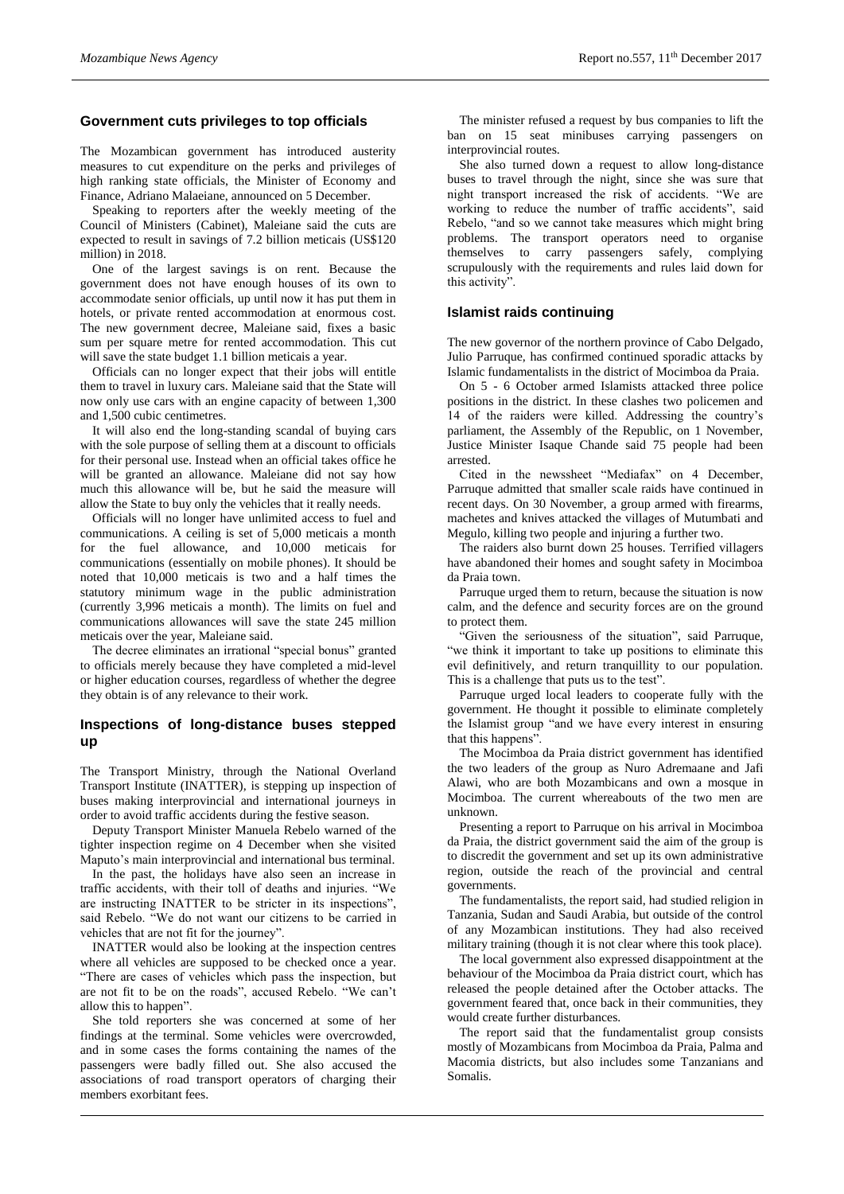## Government cuts privileges to top officials

The Mozambican government has introduced austerity measures to cut expenditure on the perks and privileges of high ranking state officials, the Minister of Economy and Finance, Adriano Malaeiane, announced on 5 December.

Speaking to reporters after the weekly meeting of the Council of Ministers (Cabinet), Maleiane said the cuts are expected to result in savings of 7.2 billion meticais (US$120 million) in 2018.

One of the largest savings is on rent. Because the government does not have enough houses of its own to accommodate senior officials, up until now it has put them in hotels, or private rented accommodation at enormous cost. The new government decree, Maleiane said, fixes a basic sum per square metre for rented accommodation. This cut will save the state budget 1.1 billion meticais a year.

Officials can no longer expect that their jobs will entitle them to travel in luxury cars. Maleiane said that the State will now only use cars with an engine capacity of between 1,300 and 1,500 cubic centimetres.

It will also end the long-standing scandal of buying cars with the sole purpose of selling them at a discount to officials for their personal use. Instead when an official takes office he will be granted an allowance. Maleiane did not say how much this allowance will be, but he said the measure will allow the State to buy only the vehicles that it really needs.

Officials will no longer have unlimited access to fuel and communications. A ceiling is set of 5,000 meticais a month for the fuel allowance, and 10,000 meticais for communications (essentially on mobile phones). It should be noted that 10,000 meticais is two and a half times the statutory minimum wage in the public administration (currently 3,996 meticais a month). The limits on fuel and communications allowances will save the state 245 million meticais over the year, Maleiane said.

The decree eliminates an irrational "special bonus" granted to officials merely because they have completed a mid-level or higher education courses, regardless of whether the degree they obtain is of any relevance to their work.

## Inspections of long-distance buses stepped up

The Transport Ministry, through the National Overland Transport Institute (INATTER), is stepping up inspection of buses making interprovincial and international journeys in order to avoid traffic accidents during the festive season.

Deputy Transport Minister Manuela Rebelo warned of the tighter inspection regime on 4 December when she visited Maputo's main interprovincial and international bus terminal.

In the past, the holidays have also seen an increase in traffic accidents, with their toll of deaths and injuries. "We are instructing INATTER to be stricter in its inspections", said Rebelo. "We do not want our citizens to be carried in vehicles that are not fit for the journey".

INATTER would also be looking at the inspection centres where all vehicles are supposed to be checked once a year. "There are cases of vehicles which pass the inspection, but are not fit to be on the roads", accused Rebelo. "We can't allow this to happen".

She told reporters she was concerned at some of her findings at the terminal. Some vehicles were overcrowded, and in some cases the forms containing the names of the passengers were badly filled out. She also accused the associations of road transport operators of charging their members exorbitant fees.

The minister refused a request by bus companies to lift the ban on 15 seat minibuses carrying passengers on interprovincial routes.

She also turned down a request to allow long-distance buses to travel through the night, since she was sure that night transport increased the risk of accidents. "We are working to reduce the number of traffic accidents", said Rebelo, "and so we cannot take measures which might bring problems. The transport operators need to organise themselves to carry passengers safely, complying scrupulously with the requirements and rules laid down for this activity".

## Islamist raids continuing

The new governor of the northern province of Cabo Delgado, Julio Parruque, has confirmed continued sporadic attacks by Islamic fundamentalists in the district of Mocimboa da Praia.

On 5 - 6 October armed Islamists attacked three police positions in the district. In these clashes two policemen and 14 of the raiders were killed. Addressing the country's parliament, the Assembly of the Republic, on 1 November, Justice Minister Isaque Chande said 75 people had been arrested.

Cited in the newssheet "Mediafax" on 4 December, Parruque admitted that smaller scale raids have continued in recent days. On 30 November, a group armed with firearms, machetes and knives attacked the villages of Mutumbati and Megulo, killing two people and injuring a further two.

The raiders also burnt down 25 houses. Terrified villagers have abandoned their homes and sought safety in Mocimboa da Praia town.

Parruque urged them to return, because the situation is now calm, and the defence and security forces are on the ground to protect them.

"Given the seriousness of the situation", said Parruque, "we think it important to take up positions to eliminate this evil definitively, and return tranquillity to our population. This is a challenge that puts us to the test".

Parruque urged local leaders to cooperate fully with the government. He thought it possible to eliminate completely the Islamist group "and we have every interest in ensuring that this happens".

The Mocimboa da Praia district government has identified the two leaders of the group as Nuro Adremaane and Jafi Alawi, who are both Mozambicans and own a mosque in Mocimboa. The current whereabouts of the two men are unknown.

Presenting a report to Parruque on his arrival in Mocimboa da Praia, the district government said the aim of the group is to discredit the government and set up its own administrative region, outside the reach of the provincial and central governments.

The fundamentalists, the report said, had studied religion in Tanzania, Sudan and Saudi Arabia, but outside of the control of any Mozambican institutions. They had also received military training (though it is not clear where this took place).

The local government also expressed disappointment at the behaviour of the Mocimboa da Praia district court, which has released the people detained after the October attacks. The government feared that, once back in their communities, they would create further disturbances.

The report said that the fundamentalist group consists mostly of Mozambicans from Mocimboa da Praia, Palma and Macomia districts, but also includes some Tanzanians and Somalis.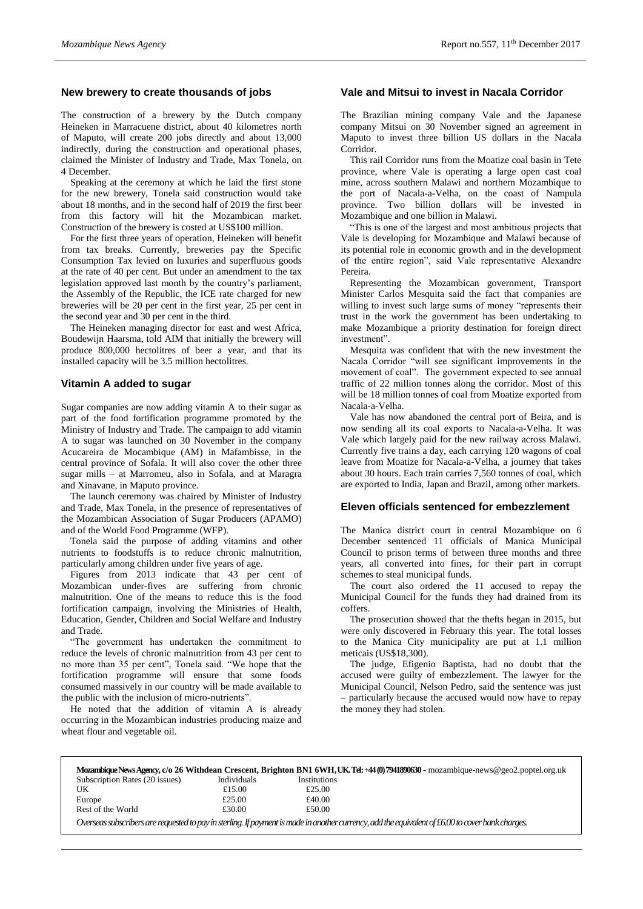## New brewery to create thousands of jobs

The construction of a brewery by the Dutch company Heineken in Marracuene district, about 40 kilometres north of Maputo, will create 200 jobs directly and about 13,000 indirectly, during the construction and operational phases, claimed the Minister of Industry and Trade, Max Tonela, on 4 December.

Speaking at the ceremony at which he laid the first stone for the new brewery, Tonela said construction would take about 18 months, and in the second half of 2019 the first beer from this factory will hit the Mozambican market. Construction of the brewery is costed at US$100 million.

For the first three years of operation, Heineken will benefit from tax breaks. Currently, breweries pay the Specific Consumption Tax levied on luxuries and superfluous goods at the rate of 40 per cent. But under an amendment to the tax legislation approved last month by the country's parliament, the Assembly of the Republic, the ICE rate charged for new breweries will be 20 per cent in the first year, 25 per cent in the second year and 30 per cent in the third.

The Heineken managing director for east and west Africa, Boudewijn Haarsma, told AIM that initially the brewery will produce 800,000 hectolitres of beer a year, and that its installed capacity will be 3.5 million hectolitres.

## Vitamin A added to sugar

Sugar companies are now adding vitamin A to their sugar as part of the food fortification programme promoted by the Ministry of Industry and Trade. The campaign to add vitamin A to sugar was launched on 30 November in the company Acucareira de Mocambique (AM) in Mafambisse, in the central province of Sofala. It will also cover the other three sugar mills – at Marromeu, also in Sofala, and at Maragra and Xinavane, in Maputo province.

The launch ceremony was chaired by Minister of Industry and Trade, Max Tonela, in the presence of representatives of the Mozambican Association of Sugar Producers (APAMO) and of the World Food Programme (WFP).

Tonela said the purpose of adding vitamins and other nutrients to foodstuffs is to reduce chronic malnutrition, particularly among children under five years of age.

Figures from 2013 indicate that 43 per cent of Mozambican under-fives are suffering from chronic malnutrition. One of the means to reduce this is the food fortification campaign, involving the Ministries of Health, Education, Gender, Children and Social Welfare and Industry and Trade.

"The government has undertaken the commitment to reduce the levels of chronic malnutrition from 43 per cent to no more than 35 per cent", Tonela said. "We hope that the fortification programme will ensure that some foods consumed massively in our country will be made available to the public with the inclusion of micro-nutrients".

He noted that the addition of vitamin A is already occurring in the Mozambican industries producing maize and wheat flour and vegetable oil.

## Vale and Mitsui to invest in Nacala Corridor

The Brazilian mining company Vale and the Japanese company Mitsui on 30 November signed an agreement in Maputo to invest three billion US dollars in the Nacala Corridor.

This rail Corridor runs from the Moatize coal basin in Tete province, where Vale is operating a large open cast coal mine, across southern Malawi and northern Mozambique to the port of Nacala-a-Velha, on the coast of Nampula province. Two billion dollars will be invested in Mozambique and one billion in Malawi.

"This is one of the largest and most ambitious projects that Vale is developing for Mozambique and Malawi because of its potential role in economic growth and in the development of the entire region", said Vale representative Alexandre Pereira.

Representing the Mozambican government, Transport Minister Carlos Mesquita said the fact that companies are willing to invest such large sums of money "represents their trust in the work the government has been undertaking to make Mozambique a priority destination for foreign direct investment".

Mesquita was confident that with the new investment the Nacala Corridor "will see significant improvements in the movement of coal". The government expected to see annual traffic of 22 million tonnes along the corridor. Most of this will be 18 million tonnes of coal from Moatize exported from Nacala-a-Velha.

Vale has now abandoned the central port of Beira, and is now sending all its coal exports to Nacala-a-Velha. It was Vale which largely paid for the new railway across Malawi. Currently five trains a day, each carrying 120 wagons of coal leave from Moatize for Nacala-a-Velha, a journey that takes about 30 hours. Each train carries 7,560 tonnes of coal, which are exported to India, Japan and Brazil, among other markets.

## Eleven officials sentenced for embezzlement

The Manica district court in central Mozambique on 6 December sentenced 11 officials of Manica Municipal Council to prison terms of between three months and three years, all converted into fines, for their part in corrupt schemes to steal municipal funds.

The court also ordered the 11 accused to repay the Municipal Council for the funds they had drained from its coffers.

The prosecution showed that the thefts began in 2015, but were only discovered in February this year. The total losses to the Manica City municipality are put at 1.1 million meticais (US$18,300).

The judge, Efigenio Baptista, had no doubt that the accused were guilty of embezzlement. The lawyer for the Municipal Council, Nelson Pedro, said the sentence was just – particularly because the accused would now have to repay the money they had stolen.

**Mozambique News Agency, c/o 26 Withdean Crescent, Brighton BN1 6WH, UK. Tel: +44 (0) 7941890630** - mozambique-news@geo2.poptel.org.uk

| Subscription Rates (20 issues) | Individuals | Institutions |
| --- | --- | --- |
| UK | £15.00 | £25.00 |
| Europe | £25.00 | £40.00 |
| Rest of the World | £30.00 | £50.00 |

*Overseas subscribers are requested to pay in sterling. If payment is made in another currency, add the equivalent of £6.00 to cover bank charges.*